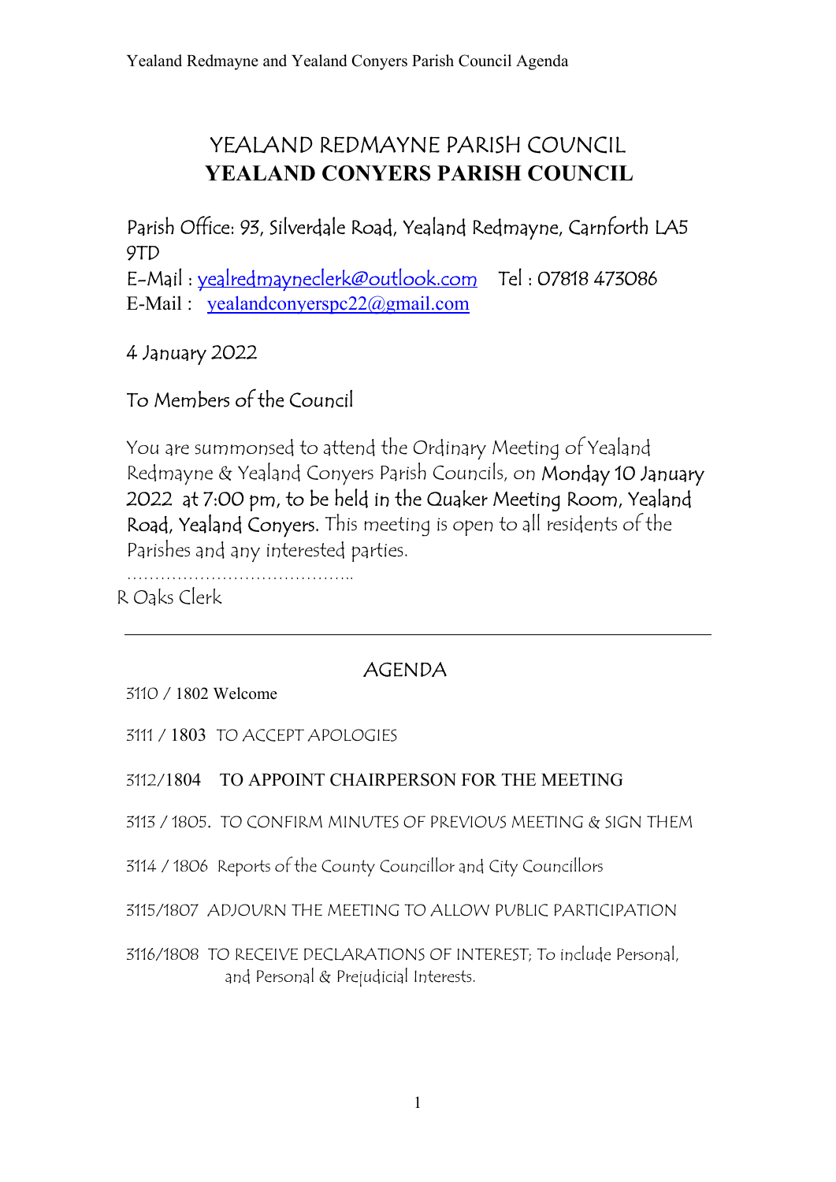# YEALAND REDMAYNE PARISH COUNCIL
# YEALAND CONYERS PARISH COUNCIL

Parish Office: 93, Silverdale Road, Yealand Redmayne, Carnforth LA5 9TD
E-Mail : yealredmayneclerk@outlook.com    Tel : 07818 473086
E-Mail : yealandconyerspc22@gmail.com

4 January 2022

To Members of the Council

You are summonsed to attend the Ordinary Meeting of Yealand Redmayne & Yealand Conyers Parish Councils, on Monday 10 January 2022 at 7:00 pm, to be held in the Quaker Meeting Room, Yealand Road, Yealand Conyers. This meeting is open to all residents of the Parishes and any interested parties.

…………………………………..
R Oaks Clerk

---

## AGENDA

3110 / 1802 Welcome

3111 / 1803 TO ACCEPT APOLOGIES

3112/1804 TO APPOINT CHAIRPERSON FOR THE MEETING

3113 / 1805. TO CONFIRM MINUTES OF PREVIOUS MEETING & SIGN THEM

3114 / 1806 Reports of the County Councillor and City Councillors

3115/1807 ADJOURN THE MEETING TO ALLOW PUBLIC PARTICIPATION

3116/1808 TO RECEIVE DECLARATIONS OF INTEREST; To include Personal, and Personal & Prejudicial Interests.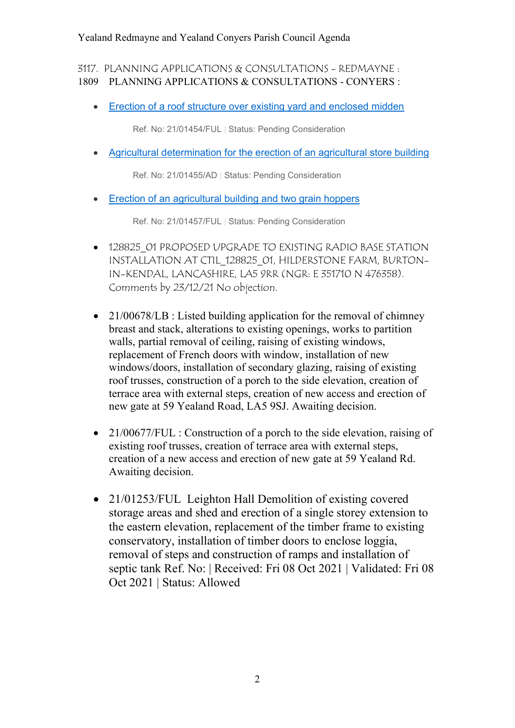3117. PLANNING APPLICATIONS & CONSULTATIONS - REDMAYNE :
1809 PLANNING APPLICATIONS & CONSULTATIONS - CONYERS :

- Erection of a roof structure over existing yard and enclosed midden

  Ref. No: 21/01454/FUL | Status: Pending Consideration

- Agricultural determination for the erection of an agricultural store building

  Ref. No: 21/01455/AD | Status: Pending Consideration

- Erection of an agricultural building and two grain hoppers

  Ref. No: 21/01457/FUL | Status: Pending Consideration

- 128825_01 PROPOSED UPGRADE TO EXISTING RADIO BASE STATION INSTALLATION AT CTIL_128825_01, HILDERSTONE FARM, BURTON-IN-KENDAL, LANCASHIRE, LA5 9RR (NGR: E 351710 N 476358). Comments by 23/12/21 No objection.

- 21/00678/LB : Listed building application for the removal of chimney breast and stack, alterations to existing openings, works to partition walls, partial removal of ceiling, raising of existing windows, replacement of French doors with window, installation of new windows/doors, installation of secondary glazing, raising of existing roof trusses, construction of a porch to the side elevation, creation of terrace area with external steps, creation of new access and erection of new gate at 59 Yealand Road, LA5 9SJ. Awaiting decision.

- 21/00677/FUL : Construction of a porch to the side elevation, raising of existing roof trusses, creation of terrace area with external steps, creation of a new access and erection of new gate at 59 Yealand Rd. Awaiting decision.

- 21/01253/FUL Leighton Hall Demolition of existing covered storage areas and shed and erection of a single storey extension to the eastern elevation, replacement of the timber frame to existing conservatory, installation of timber doors to enclose loggia, removal of steps and construction of ramps and installation of septic tank Ref. No: | Received: Fri 08 Oct 2021 | Validated: Fri 08 Oct 2021 | Status: Allowed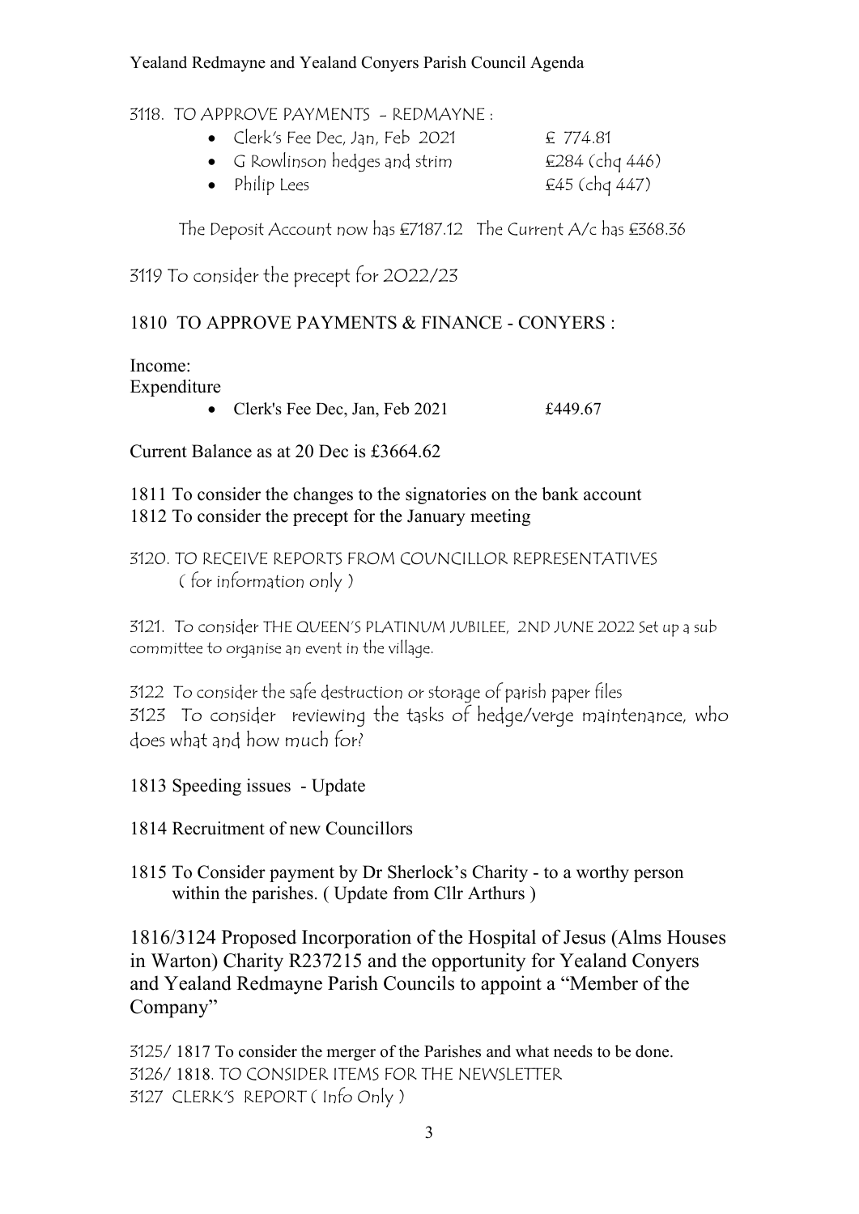3118. TO APPROVE PAYMENTS – REDMAYNE :

- Clerk's Fee Dec, Jan, Feb 2021 — £ 774.81
- G Rowlinson hedges and strim — £284 (chq 446)
- Philip Lees — £45 (chq 447)

The Deposit Account now has £7187.12 The Current A/c has £368.36

3119 To consider the precept for 2022/23

1810 TO APPROVE PAYMENTS & FINANCE - CONYERS :

Income:

Expenditure

- Clerk's Fee Dec, Jan, Feb 2021 — £449.67

Current Balance as at 20 Dec is £3664.62

1811 To consider the changes to the signatories on the bank account

1812 To consider the precept for the January meeting

3120. TO RECEIVE REPORTS FROM COUNCILLOR REPRESENTATIVES ( for information only )

3121. To consider THE QUEEN'S PLATINUM JUBILEE, 2ND JUNE 2022 Set up a sub committee to organise an event in the village.

3122 To consider the safe destruction or storage of parish paper files

3123 To consider reviewing the tasks of hedge/verge maintenance, who does what and how much for?

1813 Speeding issues - Update

1814 Recruitment of new Councillors

1815 To Consider payment by Dr Sherlock's Charity - to a worthy person within the parishes. ( Update from Cllr Arthurs )

1816/3124 Proposed Incorporation of the Hospital of Jesus (Alms Houses in Warton) Charity R237215 and the opportunity for Yealand Conyers and Yealand Redmayne Parish Councils to appoint a "Member of the Company"

3125/ 1817 To consider the merger of the Parishes and what needs to be done.

3126/ 1818. TO CONSIDER ITEMS FOR THE NEWSLETTER

3127 CLERK'S REPORT ( Info Only )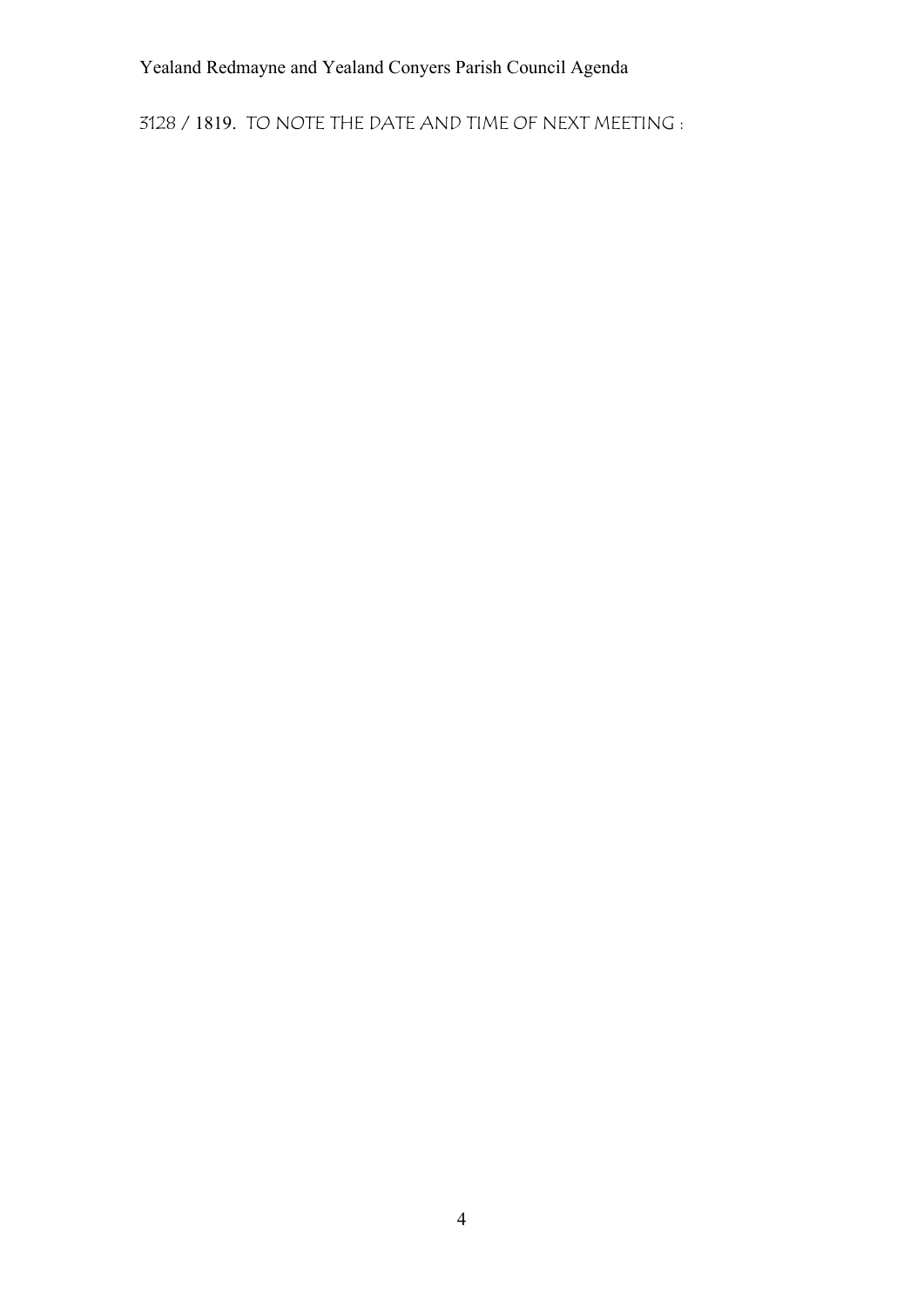3128 / 1819. TO NOTE THE DATE AND TIME OF NEXT MEETING :